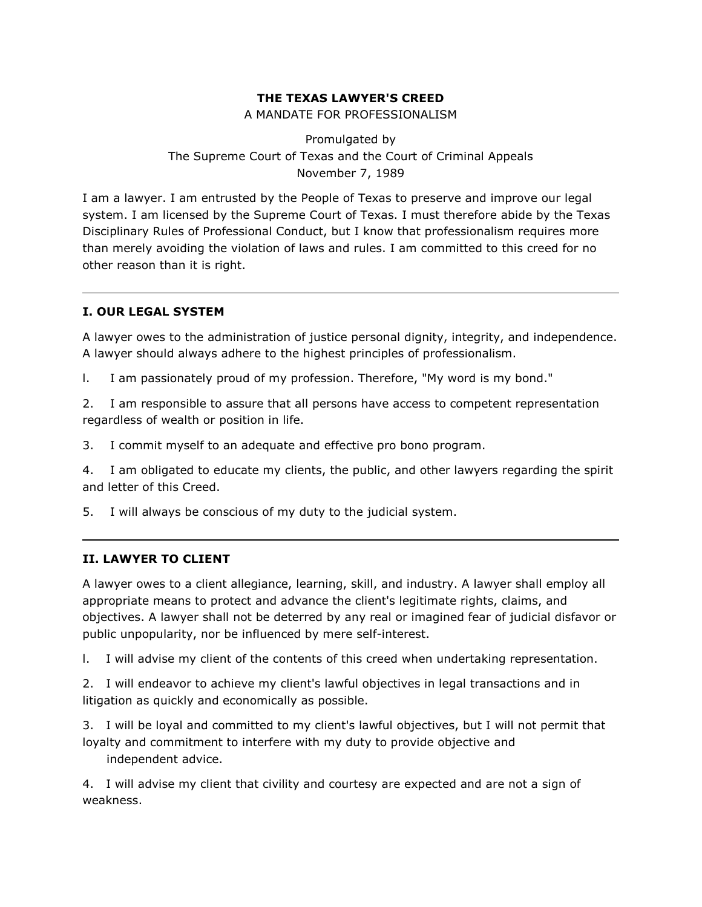# THE TEXAS LAWYER'S CREED

A MANDATE FOR PROFESSIONALISM

Promulgated by
The Supreme Court of Texas and the Court of Criminal Appeals
November 7, 1989

I am a lawyer. I am entrusted by the People of Texas to preserve and improve our legal system. I am licensed by the Supreme Court of Texas. I must therefore abide by the Texas Disciplinary Rules of Professional Conduct, but I know that professionalism requires more than merely avoiding the violation of laws and rules. I am committed to this creed for no other reason than it is right.

---

## I. OUR LEGAL SYSTEM

A lawyer owes to the administration of justice personal dignity, integrity, and independence. A lawyer should always adhere to the highest principles of professionalism.

l. I am passionately proud of my profession. Therefore, "My word is my bond."

2. I am responsible to assure that all persons have access to competent representation regardless of wealth or position in life.

3. I commit myself to an adequate and effective pro bono program.

4. I am obligated to educate my clients, the public, and other lawyers regarding the spirit and letter of this Creed.

5. I will always be conscious of my duty to the judicial system.

---

## II. LAWYER TO CLIENT

A lawyer owes to a client allegiance, learning, skill, and industry. A lawyer shall employ all appropriate means to protect and advance the client's legitimate rights, claims, and objectives. A lawyer shall not be deterred by any real or imagined fear of judicial disfavor or public unpopularity, nor be influenced by mere self-interest.

l. I will advise my client of the contents of this creed when undertaking representation.

2. I will endeavor to achieve my client's lawful objectives in legal transactions and in litigation as quickly and economically as possible.

3. I will be loyal and committed to my client's lawful objectives, but I will not permit that loyalty and commitment to interfere with my duty to provide objective and independent advice.

4. I will advise my client that civility and courtesy are expected and are not a sign of weakness.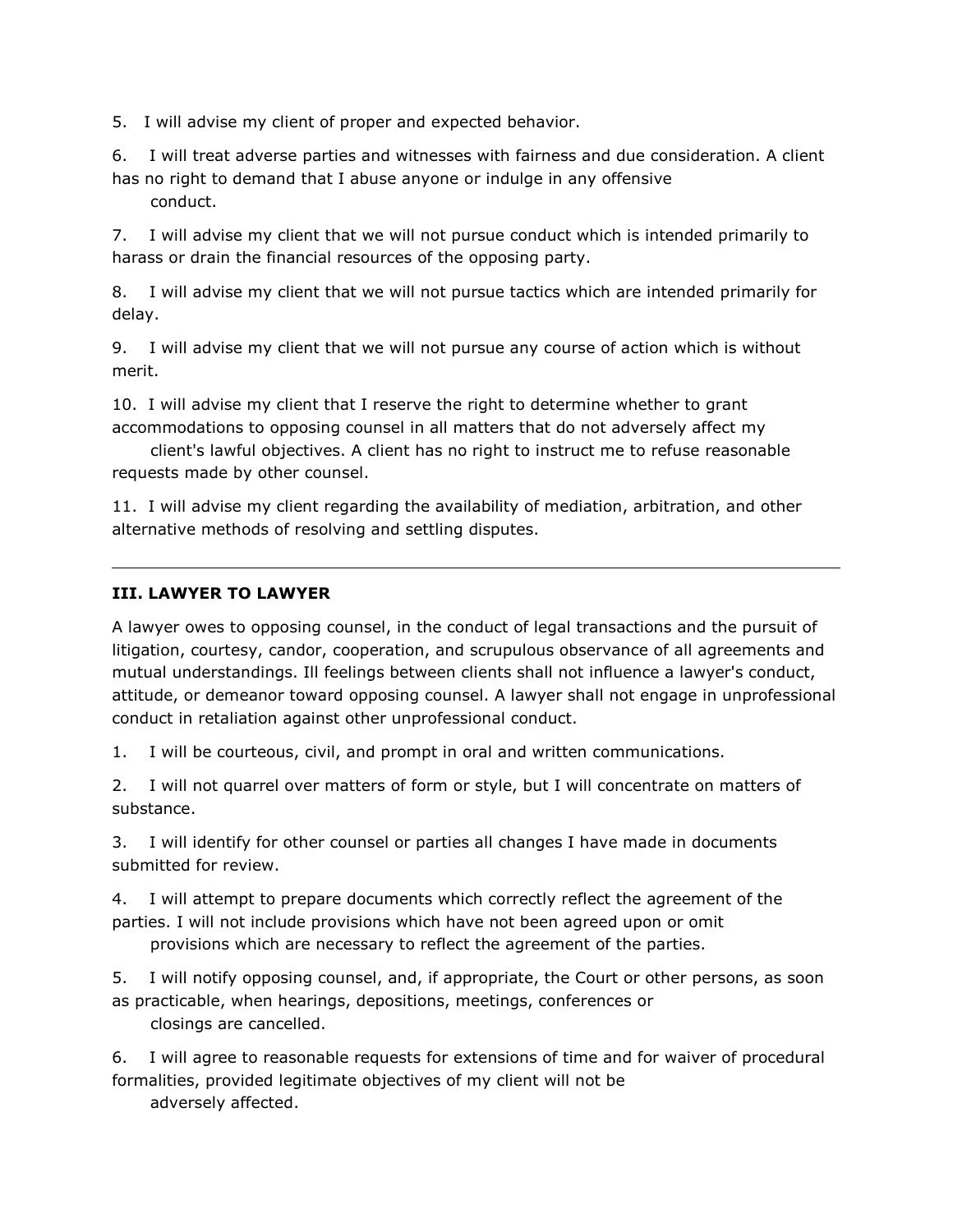5. I will advise my client of proper and expected behavior.

6. I will treat adverse parties and witnesses with fairness and due consideration. A client has no right to demand that I abuse anyone or indulge in any offensive conduct.

7. I will advise my client that we will not pursue conduct which is intended primarily to harass or drain the financial resources of the opposing party.

8. I will advise my client that we will not pursue tactics which are intended primarily for delay.

9. I will advise my client that we will not pursue any course of action which is without merit.

10. I will advise my client that I reserve the right to determine whether to grant accommodations to opposing counsel in all matters that do not adversely affect my client's lawful objectives. A client has no right to instruct me to refuse reasonable requests made by other counsel.

11. I will advise my client regarding the availability of mediation, arbitration, and other alternative methods of resolving and settling disputes.

---

### III. LAWYER TO LAWYER

A lawyer owes to opposing counsel, in the conduct of legal transactions and the pursuit of litigation, courtesy, candor, cooperation, and scrupulous observance of all agreements and mutual understandings. Ill feelings between clients shall not influence a lawyer's conduct, attitude, or demeanor toward opposing counsel. A lawyer shall not engage in unprofessional conduct in retaliation against other unprofessional conduct.

1. I will be courteous, civil, and prompt in oral and written communications.

2. I will not quarrel over matters of form or style, but I will concentrate on matters of substance.

3. I will identify for other counsel or parties all changes I have made in documents submitted for review.

4. I will attempt to prepare documents which correctly reflect the agreement of the parties. I will not include provisions which have not been agreed upon or omit provisions which are necessary to reflect the agreement of the parties.

5. I will notify opposing counsel, and, if appropriate, the Court or other persons, as soon as practicable, when hearings, depositions, meetings, conferences or closings are cancelled.

6. I will agree to reasonable requests for extensions of time and for waiver of procedural formalities, provided legitimate objectives of my client will not be adversely affected.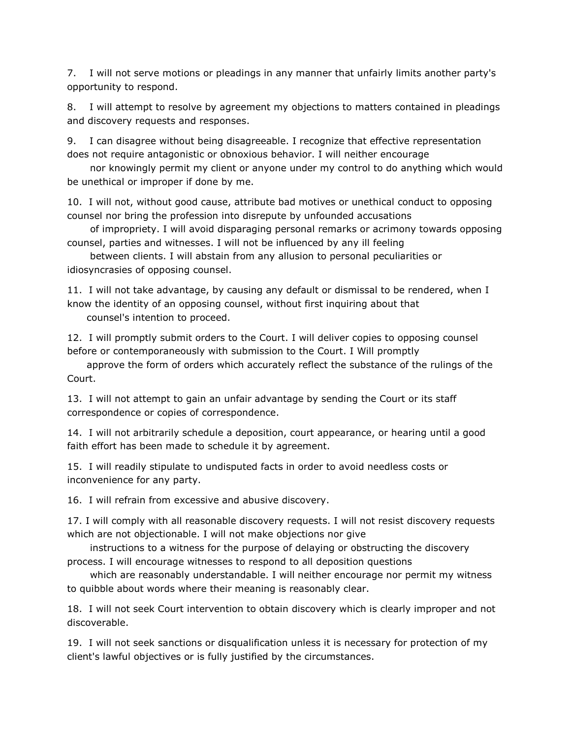7. I will not serve motions or pleadings in any manner that unfairly limits another party's opportunity to respond.

8. I will attempt to resolve by agreement my objections to matters contained in pleadings and discovery requests and responses.

9. I can disagree without being disagreeable. I recognize that effective representation does not require antagonistic or obnoxious behavior. I will neither encourage nor knowingly permit my client or anyone under my control to do anything which would be unethical or improper if done by me.

10. I will not, without good cause, attribute bad motives or unethical conduct to opposing counsel nor bring the profession into disrepute by unfounded accusations of impropriety. I will avoid disparaging personal remarks or acrimony towards opposing counsel, parties and witnesses. I will not be influenced by any ill feeling between clients. I will abstain from any allusion to personal peculiarities or idiosyncrasies of opposing counsel.

11. I will not take advantage, by causing any default or dismissal to be rendered, when I know the identity of an opposing counsel, without first inquiring about that counsel's intention to proceed.

12. I will promptly submit orders to the Court. I will deliver copies to opposing counsel before or contemporaneously with submission to the Court. I Will promptly approve the form of orders which accurately reflect the substance of the rulings of the Court.

13. I will not attempt to gain an unfair advantage by sending the Court or its staff correspondence or copies of correspondence.

14. I will not arbitrarily schedule a deposition, court appearance, or hearing until a good faith effort has been made to schedule it by agreement.

15. I will readily stipulate to undisputed facts in order to avoid needless costs or inconvenience for any party.

16. I will refrain from excessive and abusive discovery.

17. I will comply with all reasonable discovery requests. I will not resist discovery requests which are not objectionable. I will not make objections nor give instructions to a witness for the purpose of delaying or obstructing the discovery process. I will encourage witnesses to respond to all deposition questions which are reasonably understandable. I will neither encourage nor permit my witness to quibble about words where their meaning is reasonably clear.

18. I will not seek Court intervention to obtain discovery which is clearly improper and not discoverable.

19. I will not seek sanctions or disqualification unless it is necessary for protection of my client's lawful objectives or is fully justified by the circumstances.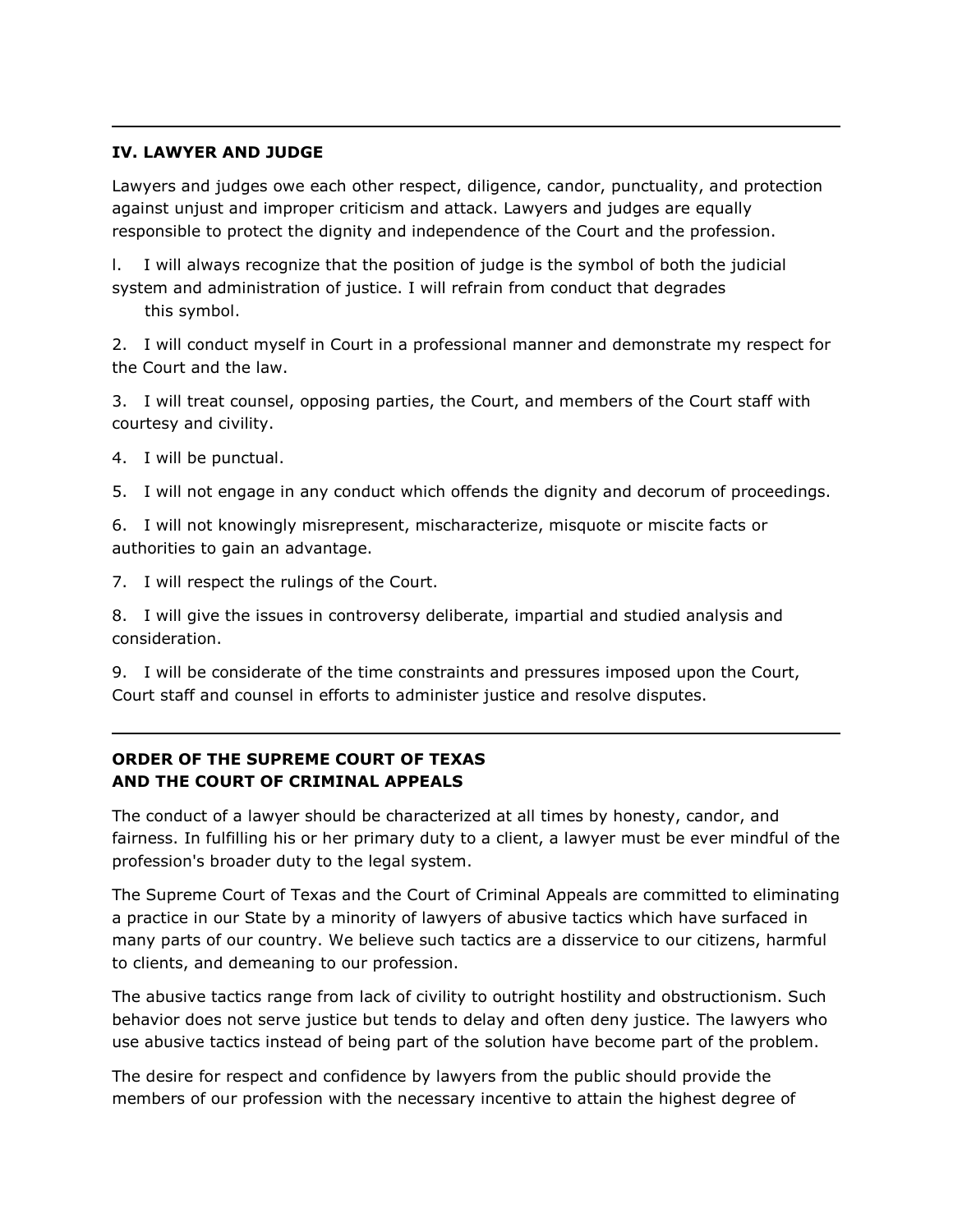## IV. LAWYER AND JUDGE

Lawyers and judges owe each other respect, diligence, candor, punctuality, and protection against unjust and improper criticism and attack. Lawyers and judges are equally responsible to protect the dignity and independence of the Court and the profession.

l. I will always recognize that the position of judge is the symbol of both the judicial system and administration of justice. I will refrain from conduct that degrades this symbol.

2. I will conduct myself in Court in a professional manner and demonstrate my respect for the Court and the law.

3. I will treat counsel, opposing parties, the Court, and members of the Court staff with courtesy and civility.

4. I will be punctual.

5. I will not engage in any conduct which offends the dignity and decorum of proceedings.

6. I will not knowingly misrepresent, mischaracterize, misquote or miscite facts or authorities to gain an advantage.

7. I will respect the rulings of the Court.

8. I will give the issues in controversy deliberate, impartial and studied analysis and consideration.

9. I will be considerate of the time constraints and pressures imposed upon the Court, Court staff and counsel in efforts to administer justice and resolve disputes.

---

## ORDER OF THE SUPREME COURT OF TEXAS AND THE COURT OF CRIMINAL APPEALS

The conduct of a lawyer should be characterized at all times by honesty, candor, and fairness. In fulfilling his or her primary duty to a client, a lawyer must be ever mindful of the profession's broader duty to the legal system.

The Supreme Court of Texas and the Court of Criminal Appeals are committed to eliminating a practice in our State by a minority of lawyers of abusive tactics which have surfaced in many parts of our country. We believe such tactics are a disservice to our citizens, harmful to clients, and demeaning to our profession.

The abusive tactics range from lack of civility to outright hostility and obstructionism. Such behavior does not serve justice but tends to delay and often deny justice. The lawyers who use abusive tactics instead of being part of the solution have become part of the problem.

The desire for respect and confidence by lawyers from the public should provide the members of our profession with the necessary incentive to attain the highest degree of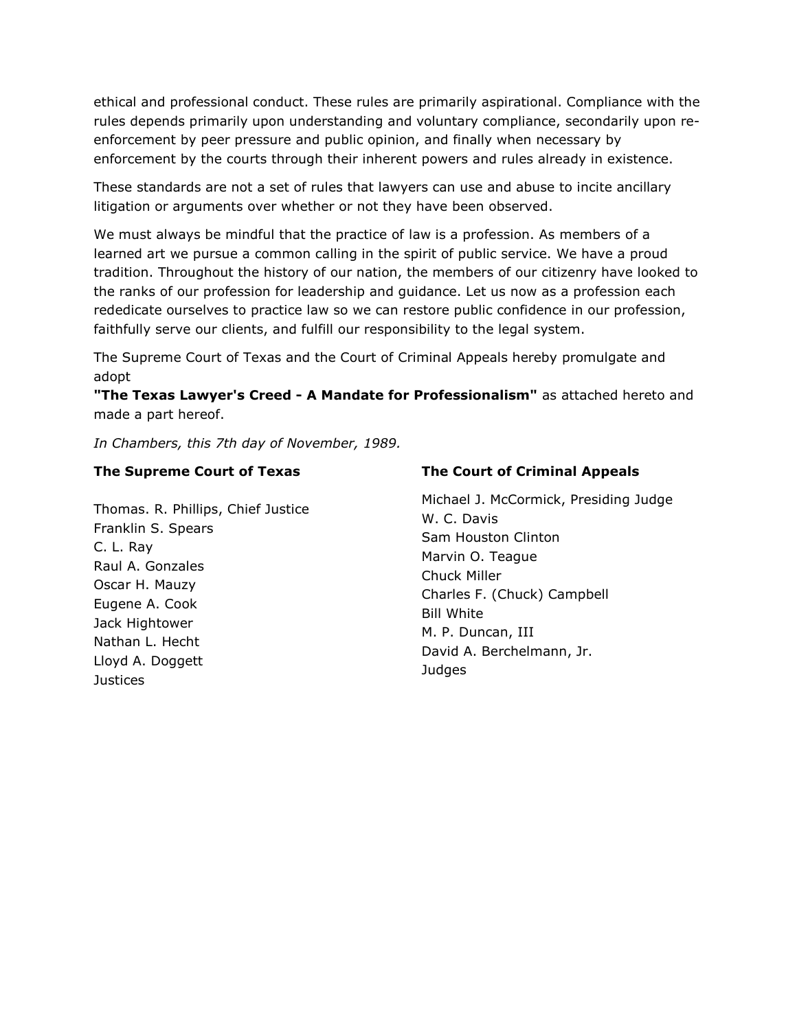ethical and professional conduct. These rules are primarily aspirational. Compliance with the rules depends primarily upon understanding and voluntary compliance, secondarily upon re-enforcement by peer pressure and public opinion, and finally when necessary by enforcement by the courts through their inherent powers and rules already in existence.

These standards are not a set of rules that lawyers can use and abuse to incite ancillary litigation or arguments over whether or not they have been observed.

We must always be mindful that the practice of law is a profession. As members of a learned art we pursue a common calling in the spirit of public service. We have a proud tradition. Throughout the history of our nation, the members of our citizenry have looked to the ranks of our profession for leadership and guidance. Let us now as a profession each rededicate ourselves to practice law so we can restore public confidence in our profession, faithfully serve our clients, and fulfill our responsibility to the legal system.

The Supreme Court of Texas and the Court of Criminal Appeals hereby promulgate and adopt
**"The Texas Lawyer's Creed - A Mandate for Professionalism"** as attached hereto and made a part hereof.

*In Chambers, this 7th day of November, 1989.*

**The Supreme Court of Texas**

Thomas. R. Phillips, Chief Justice
Franklin S. Spears
C. L. Ray
Raul A. Gonzales
Oscar H. Mauzy
Eugene A. Cook
Jack Hightower
Nathan L. Hecht
Lloyd A. Doggett
Justices

**The Court of Criminal Appeals**

Michael J. McCormick, Presiding Judge
W. C. Davis
Sam Houston Clinton
Marvin O. Teague
Chuck Miller
Charles F. (Chuck) Campbell
Bill White
M. P. Duncan, III
David A. Berchelmann, Jr.
Judges